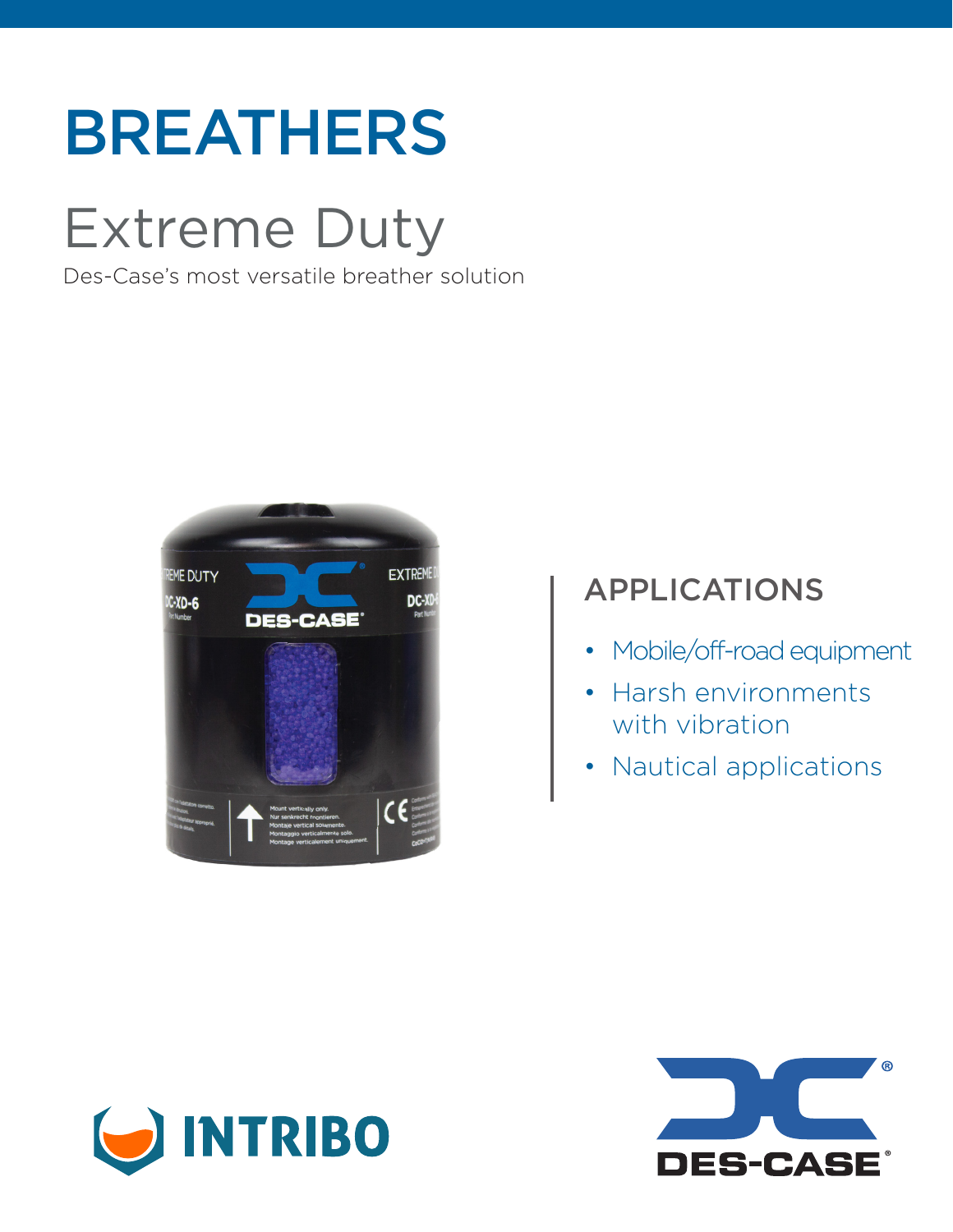# BREATHERS

## Extreme Duty

Des-Case's most versatile breather solution

### APPLICATIONS

- Mobile/off-road equipment
- Harsh environments with vibration
- Nautical applications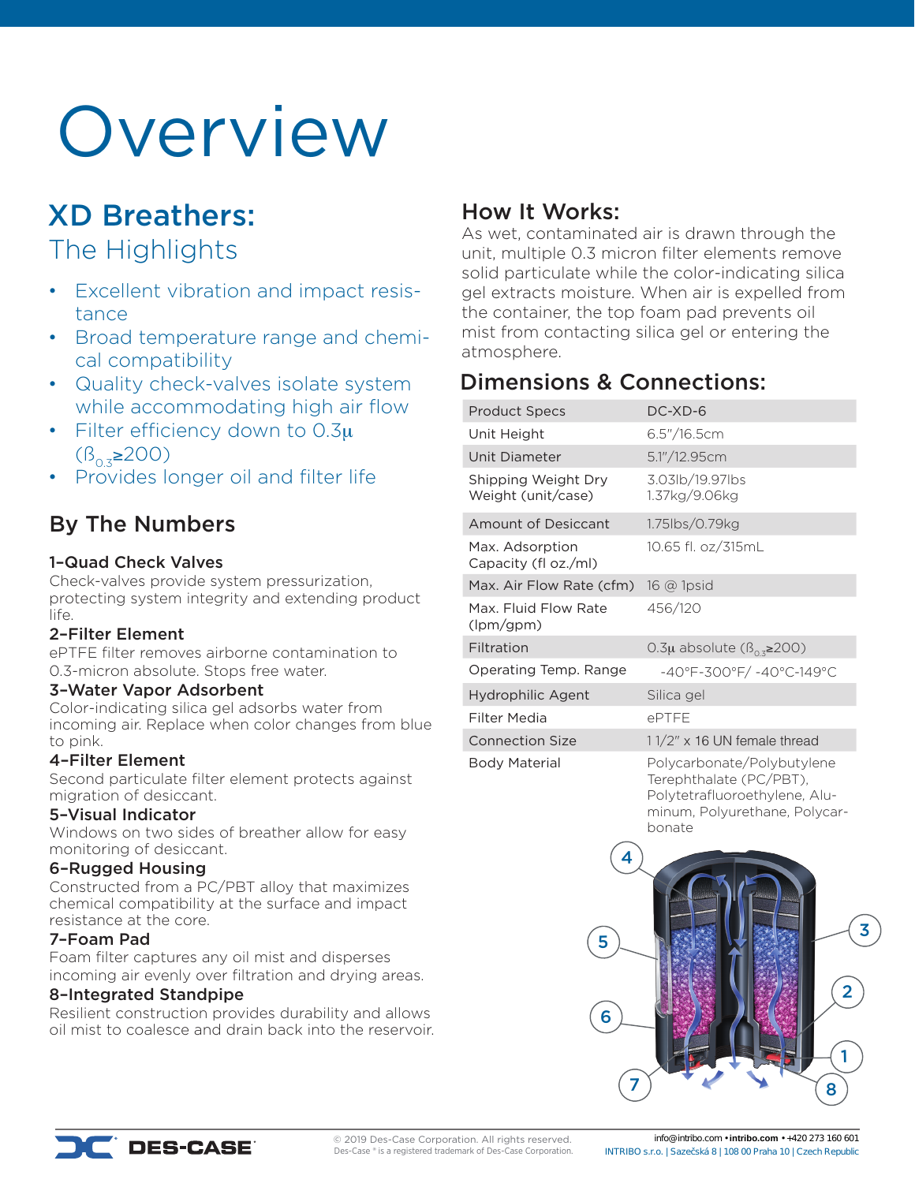# Overview

## XD Breathers:
### The Highlights

- Excellent vibration and impact resistance
- Broad temperature range and chemical compatibility
- Quality check-valves isolate system while accommodating high air flow
- Filter efficiency down to 0.3µ ($\beta_{0.3} \geq 200$)
- Provides longer oil and filter life

## By The Numbers

**1–Quad Check Valves**
Check-valves provide system pressurization, protecting system integrity and extending product life.

**2–Filter Element**
ePTFE filter removes airborne contamination to 0.3-micron absolute. Stops free water.

**3–Water Vapor Adsorbent**
Color-indicating silica gel adsorbs water from incoming air. Replace when color changes from blue to pink.

**4–Filter Element**
Second particulate filter element protects against migration of desiccant.

**5–Visual Indicator**
Windows on two sides of breather allow for easy monitoring of desiccant.

**6–Rugged Housing**
Constructed from a PC/PBT alloy that maximizes chemical compatibility at the surface and impact resistance at the core.

**7–Foam Pad**
Foam filter captures any oil mist and disperses incoming air evenly over filtration and drying areas.

**8–Integrated Standpipe**
Resilient construction provides durability and allows oil mist to coalesce and drain back into the reservoir.

## How It Works:

As wet, contaminated air is drawn through the unit, multiple 0.3 micron filter elements remove solid particulate while the color-indicating silica gel extracts moisture. When air is expelled from the container, the top foam pad prevents oil mist from contacting silica gel or entering the atmosphere.

## Dimensions & Connections:

| Product Specs | DC-XD-6 |
|---|---|
| Unit Height | 6.5"/16.5cm |
| Unit Diameter | 5.1"/12.95cm |
| Shipping Weight Dry Weight (unit/case) | 3.03lb/19.97lbs 1.37kg/9.06kg |
| Amount of Desiccant | 1.75lbs/0.79kg |
| Max. Adsorption Capacity (fl oz./ml) | 10.65 fl. oz/315mL |
| Max. Air Flow Rate (cfm) | 16 @ 1psid |
| Max. Fluid Flow Rate (lpm/gpm) | 456/120 |
| Filtration | 0.3µ absolute ($\beta_{0.3} \geq 200$) |
| Operating Temp. Range | -40°F-300°F/ -40°C-149°C |
| Hydrophilic Agent | Silica gel |
| Filter Media | ePTFE |
| Connection Size | 1 1/2" x 16 UN female thread |
| Body Material | Polycarbonate/Polybutylene Terephthalate (PC/PBT), Polytetrafluoroethylene, Aluminum, Polyurethane, Polycarbonate |

4
5
3
2
6
1
7
8

DES-CASE

© 2019 Des-Case Corporation. All rights reserved.
Des-Case ® is a registered trademark of Des-Case Corporation.

info@intribo.com • intribo.com • +420 273 160 601
INTRIBO s.r.o. | Sazečská 8 | 108 00 Praha 10 | Czech Republic